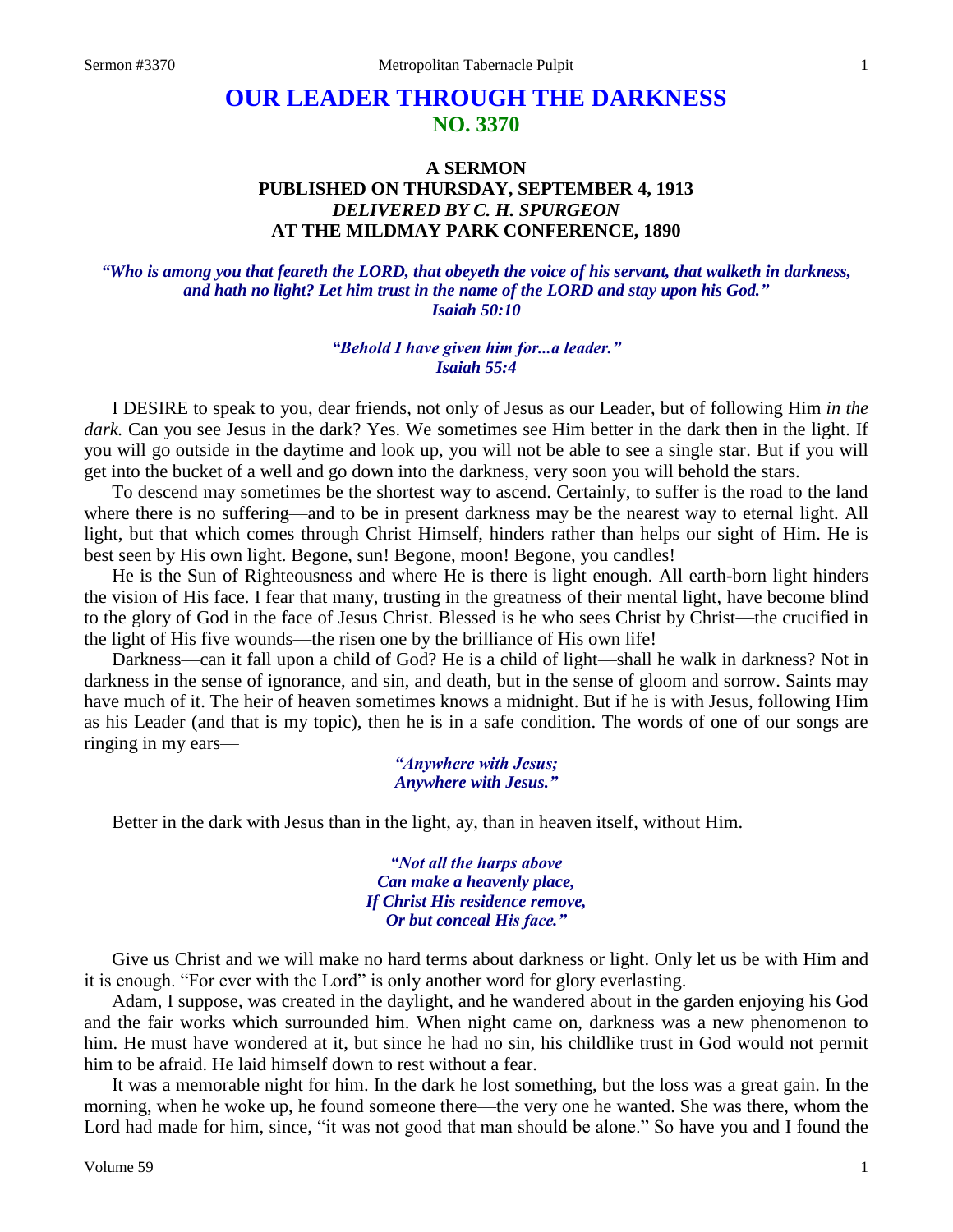# OUR LEADER THROUGH THE DARKNESS
## NO. 3370

### A SERMON
### PUBLISHED ON THURSDAY, SEPTEMBER 4, 1913
### *DELIVERED BY C. H. SPURGEON*
### AT THE MILDMAY PARK CONFERENCE, 1890

*"Who is among you that feareth the LORD, that obeyeth the voice of his servant, that walketh in darkness, and hath no light? Let him trust in the name of the LORD and stay upon his God."*
*Isaiah 50:10*

*"Behold I have given him for...a leader."*
*Isaiah 55:4*

I DESIRE to speak to you, dear friends, not only of Jesus as our Leader, but of following Him *in the dark.* Can you see Jesus in the dark? Yes. We sometimes see Him better in the dark then in the light. If you will go outside in the daytime and look up, you will not be able to see a single star. But if you will get into the bucket of a well and go down into the darkness, very soon you will behold the stars.

To descend may sometimes be the shortest way to ascend. Certainly, to suffer is the road to the land where there is no suffering—and to be in present darkness may be the nearest way to eternal light. All light, but that which comes through Christ Himself, hinders rather than helps our sight of Him. He is best seen by His own light. Begone, sun! Begone, moon! Begone, you candles!

He is the Sun of Righteousness and where He is there is light enough. All earth-born light hinders the vision of His face. I fear that many, trusting in the greatness of their mental light, have become blind to the glory of God in the face of Jesus Christ. Blessed is he who sees Christ by Christ—the crucified in the light of His five wounds—the risen one by the brilliance of His own life!

Darkness—can it fall upon a child of God? He is a child of light—shall he walk in darkness? Not in darkness in the sense of ignorance, and sin, and death, but in the sense of gloom and sorrow. Saints may have much of it. The heir of heaven sometimes knows a midnight. But if he is with Jesus, following Him as his Leader (and that is my topic), then he is in a safe condition. The words of one of our songs are ringing in my ears—

*"Anywhere with Jesus;*
*Anywhere with Jesus."*

Better in the dark with Jesus than in the light, ay, than in heaven itself, without Him.

*"Not all the harps above*
*Can make a heavenly place,*
*If Christ His residence remove,*
*Or but conceal His face."*

Give us Christ and we will make no hard terms about darkness or light. Only let us be with Him and it is enough. "For ever with the Lord" is only another word for glory everlasting.

Adam, I suppose, was created in the daylight, and he wandered about in the garden enjoying his God and the fair works which surrounded him. When night came on, darkness was a new phenomenon to him. He must have wondered at it, but since he had no sin, his childlike trust in God would not permit him to be afraid. He laid himself down to rest without a fear.

It was a memorable night for him. In the dark he lost something, but the loss was a great gain. In the morning, when he woke up, he found someone there—the very one he wanted. She was there, whom the Lord had made for him, since, "it was not good that man should be alone." So have you and I found the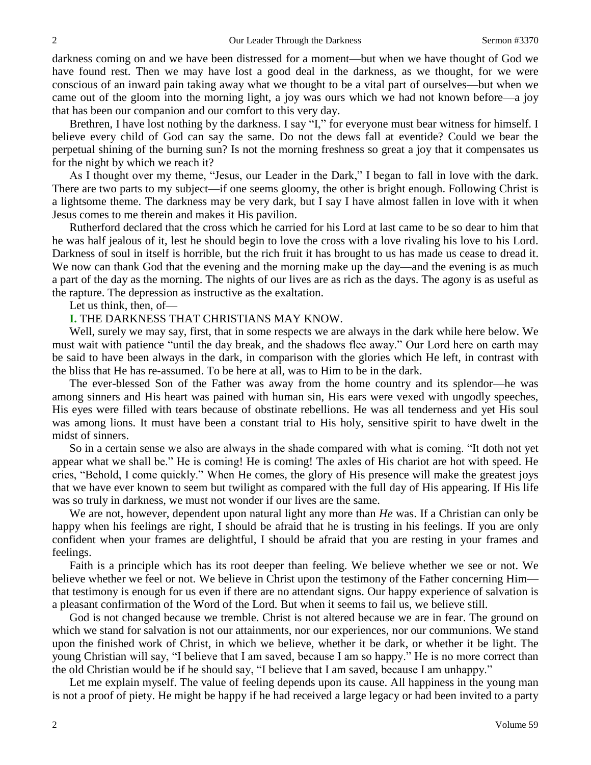darkness coming on and we have been distressed for a moment—but when we have thought of God we have found rest. Then we may have lost a good deal in the darkness, as we thought, for we were conscious of an inward pain taking away what we thought to be a vital part of ourselves—but when we came out of the gloom into the morning light, a joy was ours which we had not known before—a joy that has been our companion and our comfort to this very day.

Brethren, I have lost nothing by the darkness. I say "I," for everyone must bear witness for himself. I believe every child of God can say the same. Do not the dews fall at eventide? Could we bear the perpetual shining of the burning sun? Is not the morning freshness so great a joy that it compensates us for the night by which we reach it?

As I thought over my theme, "Jesus, our Leader in the Dark," I began to fall in love with the dark. There are two parts to my subject—if one seems gloomy, the other is bright enough. Following Christ is a lightsome theme. The darkness may be very dark, but I say I have almost fallen in love with it when Jesus comes to me therein and makes it His pavilion.

Rutherford declared that the cross which he carried for his Lord at last came to be so dear to him that he was half jealous of it, lest he should begin to love the cross with a love rivaling his love to his Lord. Darkness of soul in itself is horrible, but the rich fruit it has brought to us has made us cease to dread it. We now can thank God that the evening and the morning make up the day—and the evening is as much a part of the day as the morning. The nights of our lives are as rich as the days. The agony is as useful as the rapture. The depression as instructive as the exaltation.

Let us think, then, of—

**I.** THE DARKNESS THAT CHRISTIANS MAY KNOW.

Well, surely we may say, first, that in some respects we are always in the dark while here below. We must wait with patience "until the day break, and the shadows flee away." Our Lord here on earth may be said to have been always in the dark, in comparison with the glories which He left, in contrast with the bliss that He has re-assumed. To be here at all, was to Him to be in the dark.

The ever-blessed Son of the Father was away from the home country and its splendor—he was among sinners and His heart was pained with human sin, His ears were vexed with ungodly speeches, His eyes were filled with tears because of obstinate rebellions. He was all tenderness and yet His soul was among lions. It must have been a constant trial to His holy, sensitive spirit to have dwelt in the midst of sinners.

So in a certain sense we also are always in the shade compared with what is coming. "It doth not yet appear what we shall be." He is coming! He is coming! The axles of His chariot are hot with speed. He cries, "Behold, I come quickly." When He comes, the glory of His presence will make the greatest joys that we have ever known to seem but twilight as compared with the full day of His appearing. If His life was so truly in darkness, we must not wonder if our lives are the same.

We are not, however, dependent upon natural light any more than *He* was. If a Christian can only be happy when his feelings are right, I should be afraid that he is trusting in his feelings. If you are only confident when your frames are delightful, I should be afraid that you are resting in your frames and feelings.

Faith is a principle which has its root deeper than feeling. We believe whether we see or not. We believe whether we feel or not. We believe in Christ upon the testimony of the Father concerning Him—that testimony is enough for us even if there are no attendant signs. Our happy experience of salvation is a pleasant confirmation of the Word of the Lord. But when it seems to fail us, we believe still.

God is not changed because we tremble. Christ is not altered because we are in fear. The ground on which we stand for salvation is not our attainments, nor our experiences, nor our communions. We stand upon the finished work of Christ, in which we believe, whether it be dark, or whether it be light. The young Christian will say, "I believe that I am saved, because I am so happy." He is no more correct than the old Christian would be if he should say, "I believe that I am saved, because I am unhappy."

Let me explain myself. The value of feeling depends upon its cause. All happiness in the young man is not a proof of piety. He might be happy if he had received a large legacy or had been invited to a party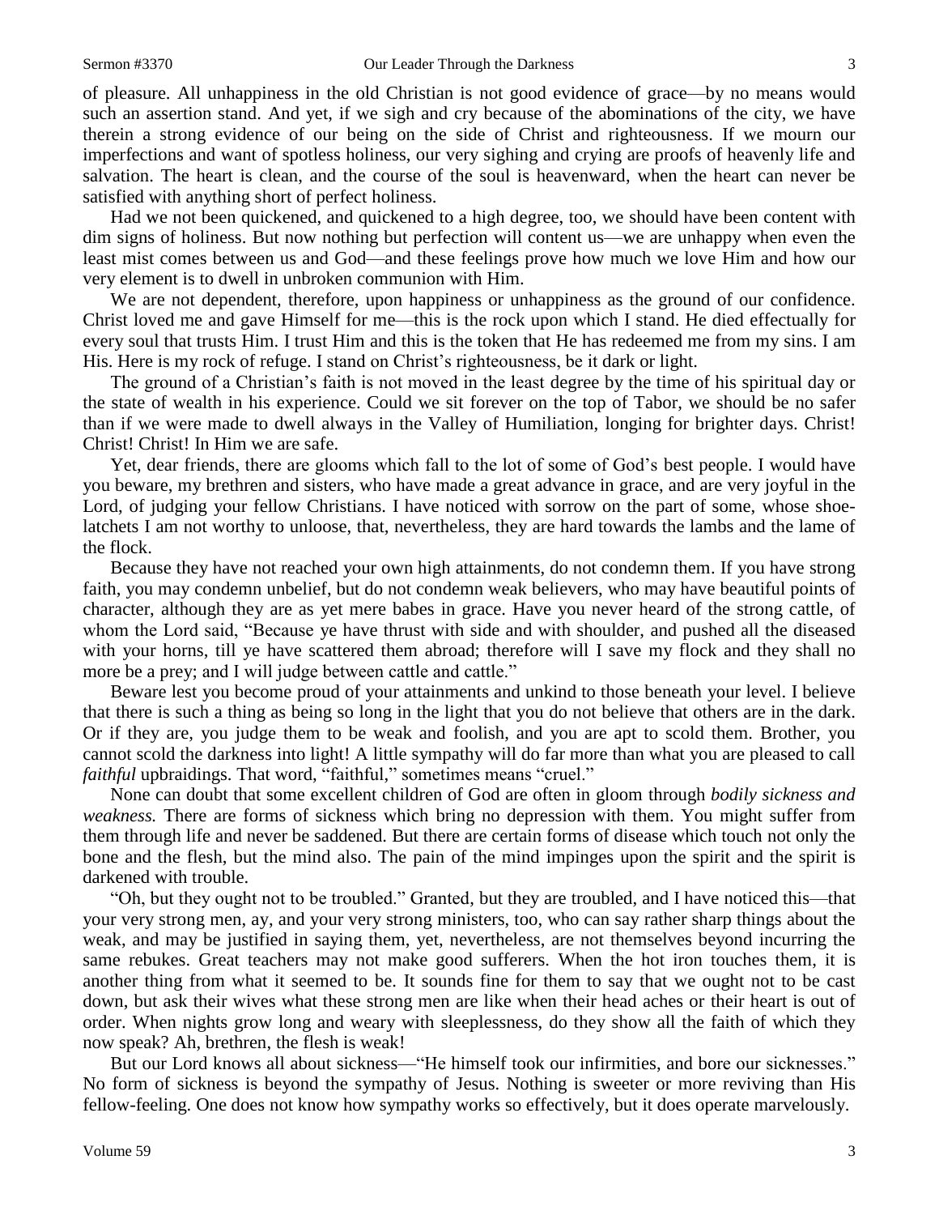of pleasure. All unhappiness in the old Christian is not good evidence of grace—by no means would such an assertion stand. And yet, if we sigh and cry because of the abominations of the city, we have therein a strong evidence of our being on the side of Christ and righteousness. If we mourn our imperfections and want of spotless holiness, our very sighing and crying are proofs of heavenly life and salvation. The heart is clean, and the course of the soul is heavenward, when the heart can never be satisfied with anything short of perfect holiness.

Had we not been quickened, and quickened to a high degree, too, we should have been content with dim signs of holiness. But now nothing but perfection will content us—we are unhappy when even the least mist comes between us and God—and these feelings prove how much we love Him and how our very element is to dwell in unbroken communion with Him.

We are not dependent, therefore, upon happiness or unhappiness as the ground of our confidence. Christ loved me and gave Himself for me—this is the rock upon which I stand. He died effectually for every soul that trusts Him. I trust Him and this is the token that He has redeemed me from my sins. I am His. Here is my rock of refuge. I stand on Christ's righteousness, be it dark or light.

The ground of a Christian's faith is not moved in the least degree by the time of his spiritual day or the state of wealth in his experience. Could we sit forever on the top of Tabor, we should be no safer than if we were made to dwell always in the Valley of Humiliation, longing for brighter days. Christ! Christ! Christ! In Him we are safe.

Yet, dear friends, there are glooms which fall to the lot of some of God's best people. I would have you beware, my brethren and sisters, who have made a great advance in grace, and are very joyful in the Lord, of judging your fellow Christians. I have noticed with sorrow on the part of some, whose shoe-latchets I am not worthy to unloose, that, nevertheless, they are hard towards the lambs and the lame of the flock.

Because they have not reached your own high attainments, do not condemn them. If you have strong faith, you may condemn unbelief, but do not condemn weak believers, who may have beautiful points of character, although they are as yet mere babes in grace. Have you never heard of the strong cattle, of whom the Lord said, "Because ye have thrust with side and with shoulder, and pushed all the diseased with your horns, till ye have scattered them abroad; therefore will I save my flock and they shall no more be a prey; and I will judge between cattle and cattle."

Beware lest you become proud of your attainments and unkind to those beneath your level. I believe that there is such a thing as being so long in the light that you do not believe that others are in the dark. Or if they are, you judge them to be weak and foolish, and you are apt to scold them. Brother, you cannot scold the darkness into light! A little sympathy will do far more than what you are pleased to call *faithful* upbraidings. That word, "faithful," sometimes means "cruel."

None can doubt that some excellent children of God are often in gloom through *bodily sickness and weakness.* There are forms of sickness which bring no depression with them. You might suffer from them through life and never be saddened. But there are certain forms of disease which touch not only the bone and the flesh, but the mind also. The pain of the mind impinges upon the spirit and the spirit is darkened with trouble.

"Oh, but they ought not to be troubled." Granted, but they are troubled, and I have noticed this—that your very strong men, ay, and your very strong ministers, too, who can say rather sharp things about the weak, and may be justified in saying them, yet, nevertheless, are not themselves beyond incurring the same rebukes. Great teachers may not make good sufferers. When the hot iron touches them, it is another thing from what it seemed to be. It sounds fine for them to say that we ought not to be cast down, but ask their wives what these strong men are like when their head aches or their heart is out of order. When nights grow long and weary with sleeplessness, do they show all the faith of which they now speak? Ah, brethren, the flesh is weak!

But our Lord knows all about sickness—"He himself took our infirmities, and bore our sicknesses." No form of sickness is beyond the sympathy of Jesus. Nothing is sweeter or more reviving than His fellow-feeling. One does not know how sympathy works so effectively, but it does operate marvelously.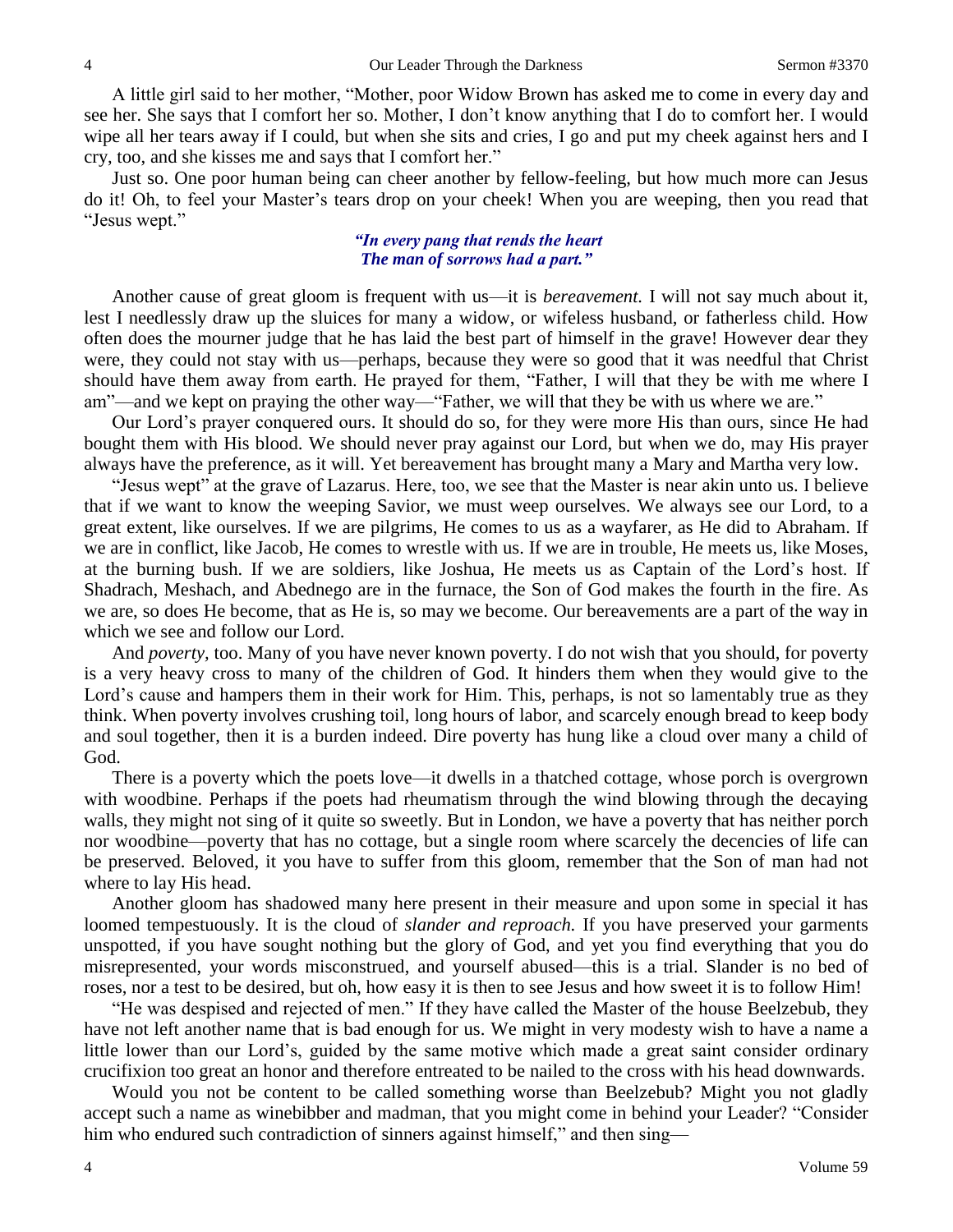A little girl said to her mother, "Mother, poor Widow Brown has asked me to come in every day and see her. She says that I comfort her so. Mother, I don't know anything that I do to comfort her. I would wipe all her tears away if I could, but when she sits and cries, I go and put my cheek against hers and I cry, too, and she kisses me and says that I comfort her."

Just so. One poor human being can cheer another by fellow-feeling, but how much more can Jesus do it! Oh, to feel your Master's tears drop on your cheek! When you are weeping, then you read that "Jesus wept."

> ***"In every pang that rends the heart***
> ***The man of sorrows had a part."***

Another cause of great gloom is frequent with us—it is *bereavement.* I will not say much about it, lest I needlessly draw up the sluices for many a widow, or wifeless husband, or fatherless child. How often does the mourner judge that he has laid the best part of himself in the grave! However dear they were, they could not stay with us—perhaps, because they were so good that it was needful that Christ should have them away from earth. He prayed for them, "Father, I will that they be with me where I am"—and we kept on praying the other way—"Father, we will that they be with us where we are."

Our Lord's prayer conquered ours. It should do so, for they were more His than ours, since He had bought them with His blood. We should never pray against our Lord, but when we do, may His prayer always have the preference, as it will. Yet bereavement has brought many a Mary and Martha very low.

"Jesus wept" at the grave of Lazarus. Here, too, we see that the Master is near akin unto us. I believe that if we want to know the weeping Savior, we must weep ourselves. We always see our Lord, to a great extent, like ourselves. If we are pilgrims, He comes to us as a wayfarer, as He did to Abraham. If we are in conflict, like Jacob, He comes to wrestle with us. If we are in trouble, He meets us, like Moses, at the burning bush. If we are soldiers, like Joshua, He meets us as Captain of the Lord's host. If Shadrach, Meshach, and Abednego are in the furnace, the Son of God makes the fourth in the fire. As we are, so does He become, that as He is, so may we become. Our bereavements are a part of the way in which we see and follow our Lord.

And *poverty,* too. Many of you have never known poverty. I do not wish that you should, for poverty is a very heavy cross to many of the children of God. It hinders them when they would give to the Lord's cause and hampers them in their work for Him. This, perhaps, is not so lamentably true as they think. When poverty involves crushing toil, long hours of labor, and scarcely enough bread to keep body and soul together, then it is a burden indeed. Dire poverty has hung like a cloud over many a child of God.

There is a poverty which the poets love—it dwells in a thatched cottage, whose porch is overgrown with woodbine. Perhaps if the poets had rheumatism through the wind blowing through the decaying walls, they might not sing of it quite so sweetly. But in London, we have a poverty that has neither porch nor woodbine—poverty that has no cottage, but a single room where scarcely the decencies of life can be preserved. Beloved, it you have to suffer from this gloom, remember that the Son of man had not where to lay His head.

Another gloom has shadowed many here present in their measure and upon some in special it has loomed tempestuously. It is the cloud of *slander and reproach.* If you have preserved your garments unspotted, if you have sought nothing but the glory of God, and yet you find everything that you do misrepresented, your words misconstrued, and yourself abused—this is a trial. Slander is no bed of roses, nor a test to be desired, but oh, how easy it is then to see Jesus and how sweet it is to follow Him!

"He was despised and rejected of men." If they have called the Master of the house Beelzebub, they have not left another name that is bad enough for us. We might in very modesty wish to have a name a little lower than our Lord's, guided by the same motive which made a great saint consider ordinary crucifixion too great an honor and therefore entreated to be nailed to the cross with his head downwards.

Would you not be content to be called something worse than Beelzebub? Might you not gladly accept such a name as winebibber and madman, that you might come in behind your Leader? "Consider him who endured such contradiction of sinners against himself," and then sing—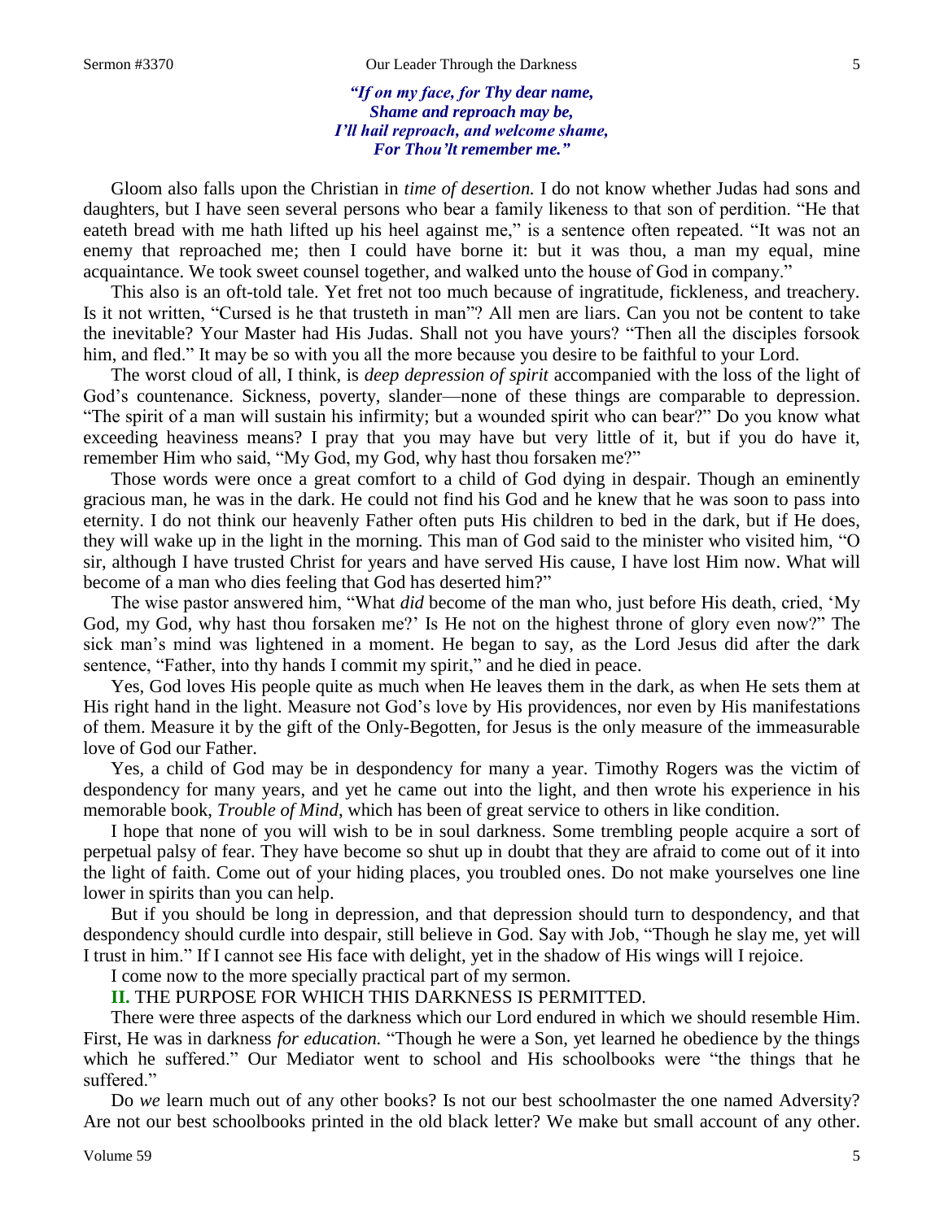*"If on my face, for Thy dear name,*
*Shame and reproach may be,*
*I'll hail reproach, and welcome shame,*
*For Thou'lt remember me."*

Gloom also falls upon the Christian in *time of desertion.* I do not know whether Judas had sons and daughters, but I have seen several persons who bear a family likeness to that son of perdition. "He that eateth bread with me hath lifted up his heel against me," is a sentence often repeated. "It was not an enemy that reproached me; then I could have borne it: but it was thou, a man my equal, mine acquaintance. We took sweet counsel together, and walked unto the house of God in company."

This also is an oft-told tale. Yet fret not too much because of ingratitude, fickleness, and treachery. Is it not written, "Cursed is he that trusteth in man"? All men are liars. Can you not be content to take the inevitable? Your Master had His Judas. Shall not you have yours? "Then all the disciples forsook him, and fled." It may be so with you all the more because you desire to be faithful to your Lord.

The worst cloud of all, I think, is *deep depression of spirit* accompanied with the loss of the light of God's countenance. Sickness, poverty, slander—none of these things are comparable to depression. "The spirit of a man will sustain his infirmity; but a wounded spirit who can bear?" Do you know what exceeding heaviness means? I pray that you may have but very little of it, but if you do have it, remember Him who said, "My God, my God, why hast thou forsaken me?"

Those words were once a great comfort to a child of God dying in despair. Though an eminently gracious man, he was in the dark. He could not find his God and he knew that he was soon to pass into eternity. I do not think our heavenly Father often puts His children to bed in the dark, but if He does, they will wake up in the light in the morning. This man of God said to the minister who visited him, "O sir, although I have trusted Christ for years and have served His cause, I have lost Him now. What will become of a man who dies feeling that God has deserted him?"

The wise pastor answered him, "What *did* become of the man who, just before His death, cried, 'My God, my God, why hast thou forsaken me?' Is He not on the highest throne of glory even now?" The sick man's mind was lightened in a moment. He began to say, as the Lord Jesus did after the dark sentence, "Father, into thy hands I commit my spirit," and he died in peace.

Yes, God loves His people quite as much when He leaves them in the dark, as when He sets them at His right hand in the light. Measure not God's love by His providences, nor even by His manifestations of them. Measure it by the gift of the Only-Begotten, for Jesus is the only measure of the immeasurable love of God our Father.

Yes, a child of God may be in despondency for many a year. Timothy Rogers was the victim of despondency for many years, and yet he came out into the light, and then wrote his experience in his memorable book, *Trouble of Mind*, which has been of great service to others in like condition.

I hope that none of you will wish to be in soul darkness. Some trembling people acquire a sort of perpetual palsy of fear. They have become so shut up in doubt that they are afraid to come out of it into the light of faith. Come out of your hiding places, you troubled ones. Do not make yourselves one line lower in spirits than you can help.

But if you should be long in depression, and that depression should turn to despondency, and that despondency should curdle into despair, still believe in God. Say with Job, "Though he slay me, yet will I trust in him." If I cannot see His face with delight, yet in the shadow of His wings will I rejoice.

I come now to the more specially practical part of my sermon.

**II.** THE PURPOSE FOR WHICH THIS DARKNESS IS PERMITTED.

There were three aspects of the darkness which our Lord endured in which we should resemble Him. First, He was in darkness *for education.* "Though he were a Son, yet learned he obedience by the things which he suffered." Our Mediator went to school and His schoolbooks were "the things that he suffered."

Do *we* learn much out of any other books? Is not our best schoolmaster the one named Adversity? Are not our best schoolbooks printed in the old black letter? We make but small account of any other.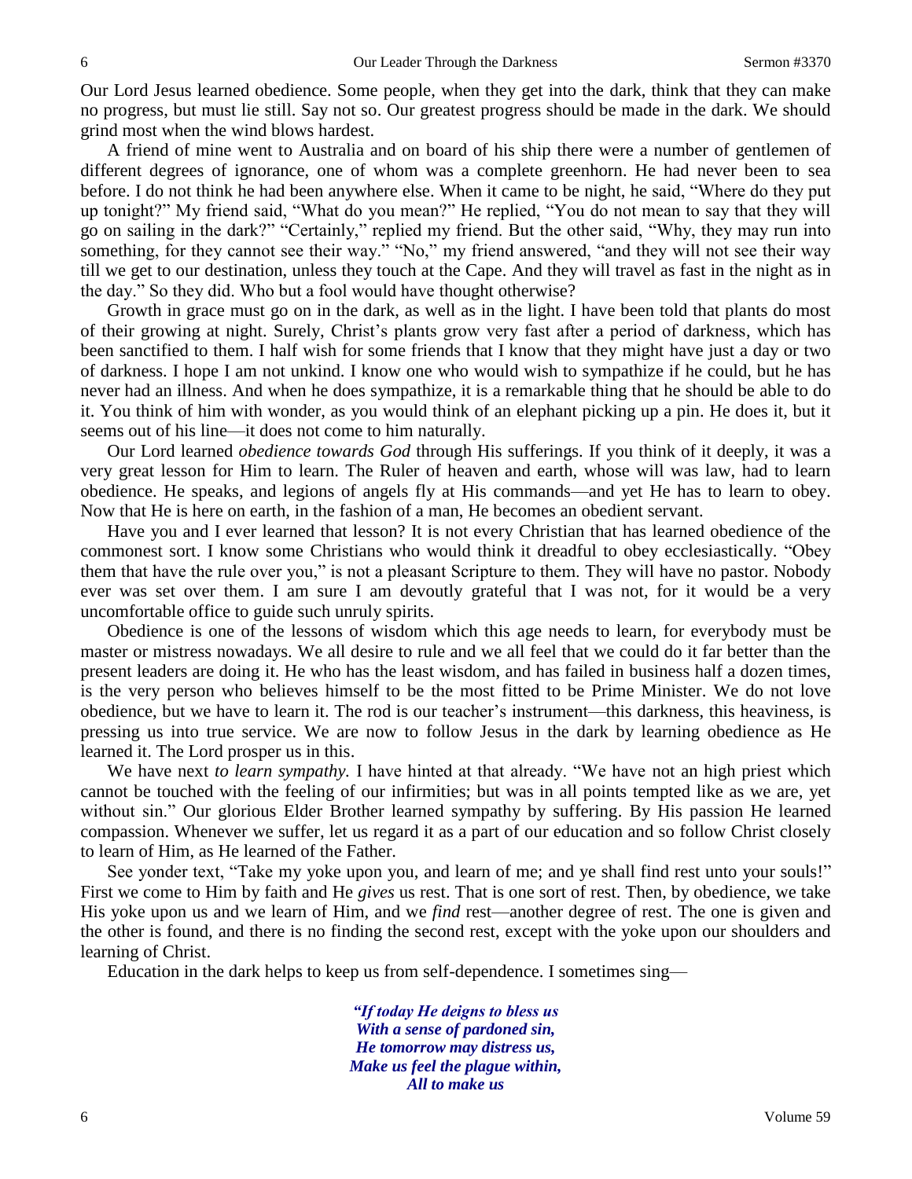Our Lord Jesus learned obedience. Some people, when they get into the dark, think that they can make no progress, but must lie still. Say not so. Our greatest progress should be made in the dark. We should grind most when the wind blows hardest.

A friend of mine went to Australia and on board of his ship there were a number of gentlemen of different degrees of ignorance, one of whom was a complete greenhorn. He had never been to sea before. I do not think he had been anywhere else. When it came to be night, he said, "Where do they put up tonight?" My friend said, "What do you mean?" He replied, "You do not mean to say that they will go on sailing in the dark?" "Certainly," replied my friend. But the other said, "Why, they may run into something, for they cannot see their way." "No," my friend answered, "and they will not see their way till we get to our destination, unless they touch at the Cape. And they will travel as fast in the night as in the day." So they did. Who but a fool would have thought otherwise?

Growth in grace must go on in the dark, as well as in the light. I have been told that plants do most of their growing at night. Surely, Christ's plants grow very fast after a period of darkness, which has been sanctified to them. I half wish for some friends that I know that they might have just a day or two of darkness. I hope I am not unkind. I know one who would wish to sympathize if he could, but he has never had an illness. And when he does sympathize, it is a remarkable thing that he should be able to do it. You think of him with wonder, as you would think of an elephant picking up a pin. He does it, but it seems out of his line—it does not come to him naturally.

Our Lord learned *obedience towards God* through His sufferings. If you think of it deeply, it was a very great lesson for Him to learn. The Ruler of heaven and earth, whose will was law, had to learn obedience. He speaks, and legions of angels fly at His commands—and yet He has to learn to obey. Now that He is here on earth, in the fashion of a man, He becomes an obedient servant.

Have you and I ever learned that lesson? It is not every Christian that has learned obedience of the commonest sort. I know some Christians who would think it dreadful to obey ecclesiastically. "Obey them that have the rule over you," is not a pleasant Scripture to them. They will have no pastor. Nobody ever was set over them. I am sure I am devoutly grateful that I was not, for it would be a very uncomfortable office to guide such unruly spirits.

Obedience is one of the lessons of wisdom which this age needs to learn, for everybody must be master or mistress nowadays. We all desire to rule and we all feel that we could do it far better than the present leaders are doing it. He who has the least wisdom, and has failed in business half a dozen times, is the very person who believes himself to be the most fitted to be Prime Minister. We do not love obedience, but we have to learn it. The rod is our teacher's instrument—this darkness, this heaviness, is pressing us into true service. We are now to follow Jesus in the dark by learning obedience as He learned it. The Lord prosper us in this.

We have next *to learn sympathy.* I have hinted at that already. "We have not an high priest which cannot be touched with the feeling of our infirmities; but was in all points tempted like as we are, yet without sin." Our glorious Elder Brother learned sympathy by suffering. By His passion He learned compassion. Whenever we suffer, let us regard it as a part of our education and so follow Christ closely to learn of Him, as He learned of the Father.

See yonder text, "Take my yoke upon you, and learn of me; and ye shall find rest unto your souls!" First we come to Him by faith and He *gives* us rest. That is one sort of rest. Then, by obedience, we take His yoke upon us and we learn of Him, and we *find* rest—another degree of rest. The one is given and the other is found, and there is no finding the second rest, except with the yoke upon our shoulders and learning of Christ.

Education in the dark helps to keep us from self-dependence. I sometimes sing—

> ***"If today He deigns to bless us***
> ***With a sense of pardoned sin,***
> ***He tomorrow may distress us,***
> ***Make us feel the plague within,***
> ***All to make us***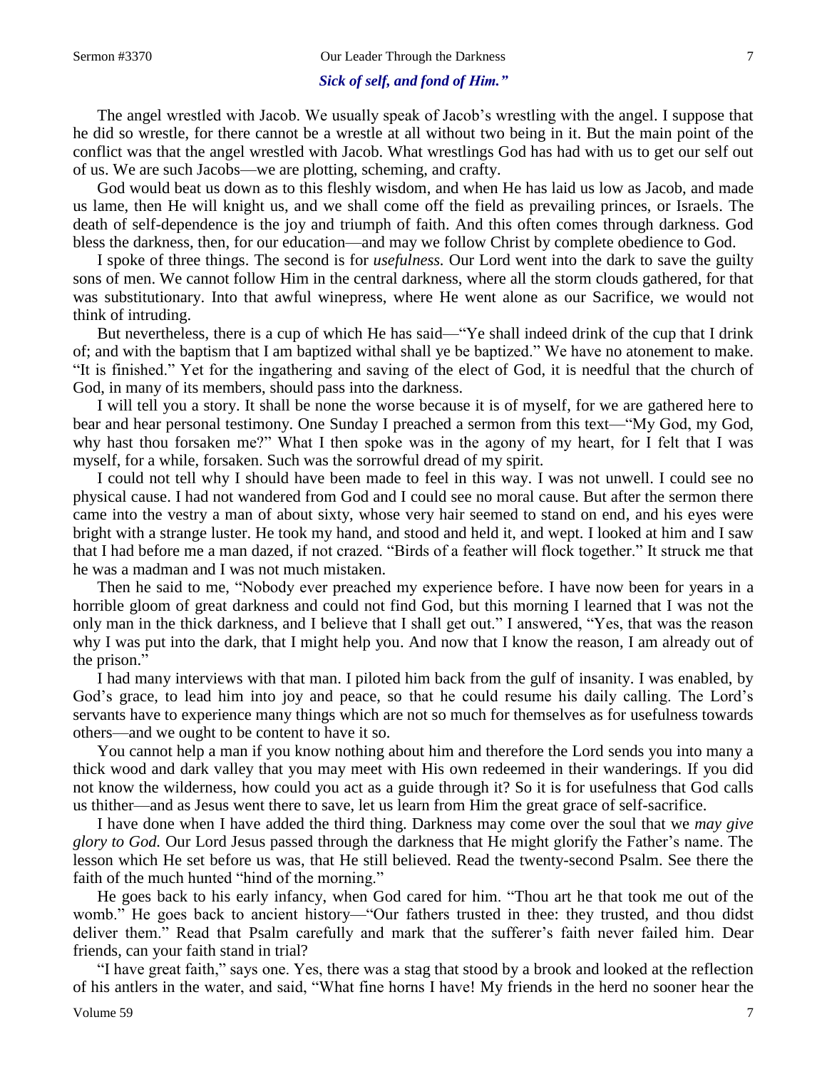*Sick of self, and fond of Him."*

The angel wrestled with Jacob. We usually speak of Jacob's wrestling with the angel. I suppose that he did so wrestle, for there cannot be a wrestle at all without two being in it. But the main point of the conflict was that the angel wrestled with Jacob. What wrestlings God has had with us to get our self out of us. We are such Jacobs—we are plotting, scheming, and crafty.

God would beat us down as to this fleshly wisdom, and when He has laid us low as Jacob, and made us lame, then He will knight us, and we shall come off the field as prevailing princes, or Israels. The death of self-dependence is the joy and triumph of faith. And this often comes through darkness. God bless the darkness, then, for our education—and may we follow Christ by complete obedience to God.

I spoke of three things. The second is for *usefulness.* Our Lord went into the dark to save the guilty sons of men. We cannot follow Him in the central darkness, where all the storm clouds gathered, for that was substitutionary. Into that awful winepress, where He went alone as our Sacrifice, we would not think of intruding.

But nevertheless, there is a cup of which He has said—"Ye shall indeed drink of the cup that I drink of; and with the baptism that I am baptized withal shall ye be baptized." We have no atonement to make. "It is finished." Yet for the ingathering and saving of the elect of God, it is needful that the church of God, in many of its members, should pass into the darkness.

I will tell you a story. It shall be none the worse because it is of myself, for we are gathered here to bear and hear personal testimony. One Sunday I preached a sermon from this text—"My God, my God, why hast thou forsaken me?" What I then spoke was in the agony of my heart, for I felt that I was myself, for a while, forsaken. Such was the sorrowful dread of my spirit.

I could not tell why I should have been made to feel in this way. I was not unwell. I could see no physical cause. I had not wandered from God and I could see no moral cause. But after the sermon there came into the vestry a man of about sixty, whose very hair seemed to stand on end, and his eyes were bright with a strange luster. He took my hand, and stood and held it, and wept. I looked at him and I saw that I had before me a man dazed, if not crazed. "Birds of a feather will flock together." It struck me that he was a madman and I was not much mistaken.

Then he said to me, "Nobody ever preached my experience before. I have now been for years in a horrible gloom of great darkness and could not find God, but this morning I learned that I was not the only man in the thick darkness, and I believe that I shall get out." I answered, "Yes, that was the reason why I was put into the dark, that I might help you. And now that I know the reason, I am already out of the prison."

I had many interviews with that man. I piloted him back from the gulf of insanity. I was enabled, by God's grace, to lead him into joy and peace, so that he could resume his daily calling. The Lord's servants have to experience many things which are not so much for themselves as for usefulness towards others—and we ought to be content to have it so.

You cannot help a man if you know nothing about him and therefore the Lord sends you into many a thick wood and dark valley that you may meet with His own redeemed in their wanderings. If you did not know the wilderness, how could you act as a guide through it? So it is for usefulness that God calls us thither—and as Jesus went there to save, let us learn from Him the great grace of self-sacrifice.

I have done when I have added the third thing. Darkness may come over the soul that we *may give glory to God.* Our Lord Jesus passed through the darkness that He might glorify the Father's name. The lesson which He set before us was, that He still believed. Read the twenty-second Psalm. See there the faith of the much hunted "hind of the morning."

He goes back to his early infancy, when God cared for him. "Thou art he that took me out of the womb." He goes back to ancient history—"Our fathers trusted in thee: they trusted, and thou didst deliver them." Read that Psalm carefully and mark that the sufferer's faith never failed him. Dear friends, can your faith stand in trial?

"I have great faith," says one. Yes, there was a stag that stood by a brook and looked at the reflection of his antlers in the water, and said, "What fine horns I have! My friends in the herd no sooner hear the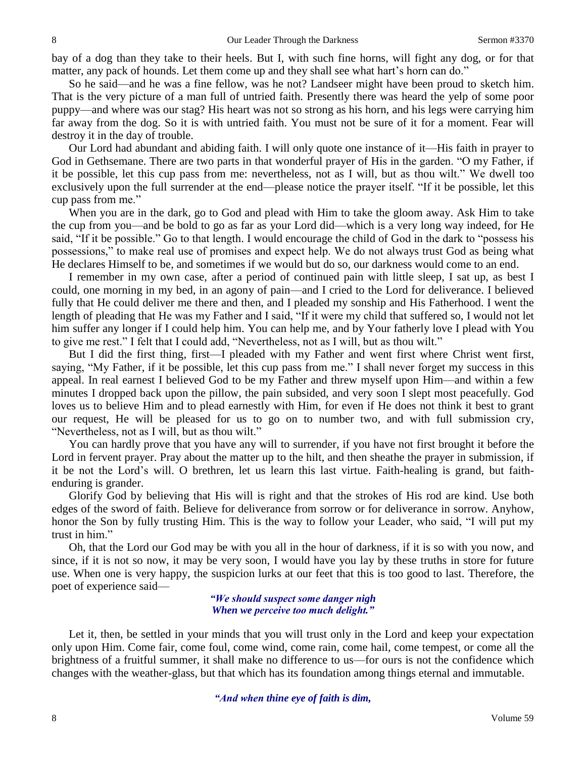bay of a dog than they take to their heels. But I, with such fine horns, will fight any dog, or for that matter, any pack of hounds. Let them come up and they shall see what hart's horn can do."

So he said—and he was a fine fellow, was he not? Landseer might have been proud to sketch him. That is the very picture of a man full of untried faith. Presently there was heard the yelp of some poor puppy—and where was our stag? His heart was not so strong as his horn, and his legs were carrying him far away from the dog. So it is with untried faith. You must not be sure of it for a moment. Fear will destroy it in the day of trouble.

Our Lord had abundant and abiding faith. I will only quote one instance of it—His faith in prayer to God in Gethsemane. There are two parts in that wonderful prayer of His in the garden. "O my Father, if it be possible, let this cup pass from me: nevertheless, not as I will, but as thou wilt." We dwell too exclusively upon the full surrender at the end—please notice the prayer itself. "If it be possible, let this cup pass from me."

When you are in the dark, go to God and plead with Him to take the gloom away. Ask Him to take the cup from you—and be bold to go as far as your Lord did—which is a very long way indeed, for He said, "If it be possible." Go to that length. I would encourage the child of God in the dark to "possess his possessions," to make real use of promises and expect help. We do not always trust God as being what He declares Himself to be, and sometimes if we would but do so, our darkness would come to an end.

I remember in my own case, after a period of continued pain with little sleep, I sat up, as best I could, one morning in my bed, in an agony of pain—and I cried to the Lord for deliverance. I believed fully that He could deliver me there and then, and I pleaded my sonship and His Fatherhood. I went the length of pleading that He was my Father and I said, "If it were my child that suffered so, I would not let him suffer any longer if I could help him. You can help me, and by Your fatherly love I plead with You to give me rest." I felt that I could add, "Nevertheless, not as I will, but as thou wilt."

But I did the first thing, first—I pleaded with my Father and went first where Christ went first, saying, "My Father, if it be possible, let this cup pass from me." I shall never forget my success in this appeal. In real earnest I believed God to be my Father and threw myself upon Him—and within a few minutes I dropped back upon the pillow, the pain subsided, and very soon I slept most peacefully. God loves us to believe Him and to plead earnestly with Him, for even if He does not think it best to grant our request, He will be pleased for us to go on to number two, and with full submission cry, "Nevertheless, not as I will, but as thou wilt."

You can hardly prove that you have any will to surrender, if you have not first brought it before the Lord in fervent prayer. Pray about the matter up to the hilt, and then sheathe the prayer in submission, if it be not the Lord's will. O brethren, let us learn this last virtue. Faith-healing is grand, but faith-enduring is grander.

Glorify God by believing that His will is right and that the strokes of His rod are kind. Use both edges of the sword of faith. Believe for deliverance from sorrow or for deliverance in sorrow. Anyhow, honor the Son by fully trusting Him. This is the way to follow your Leader, who said, "I will put my trust in him."

Oh, that the Lord our God may be with you all in the hour of darkness, if it is so with you now, and since, if it is not so now, it may be very soon, I would have you lay by these truths in store for future use. When one is very happy, the suspicion lurks at our feet that this is too good to last. Therefore, the poet of experience said—

*"We should suspect some danger nigh*
*When we perceive too much delight."*

Let it, then, be settled in your minds that you will trust only in the Lord and keep your expectation only upon Him. Come fair, come foul, come wind, come rain, come hail, come tempest, or come all the brightness of a fruitful summer, it shall make no difference to us—for ours is not the confidence which changes with the weather-glass, but that which has its foundation among things eternal and immutable.

*"And when thine eye of faith is dim,*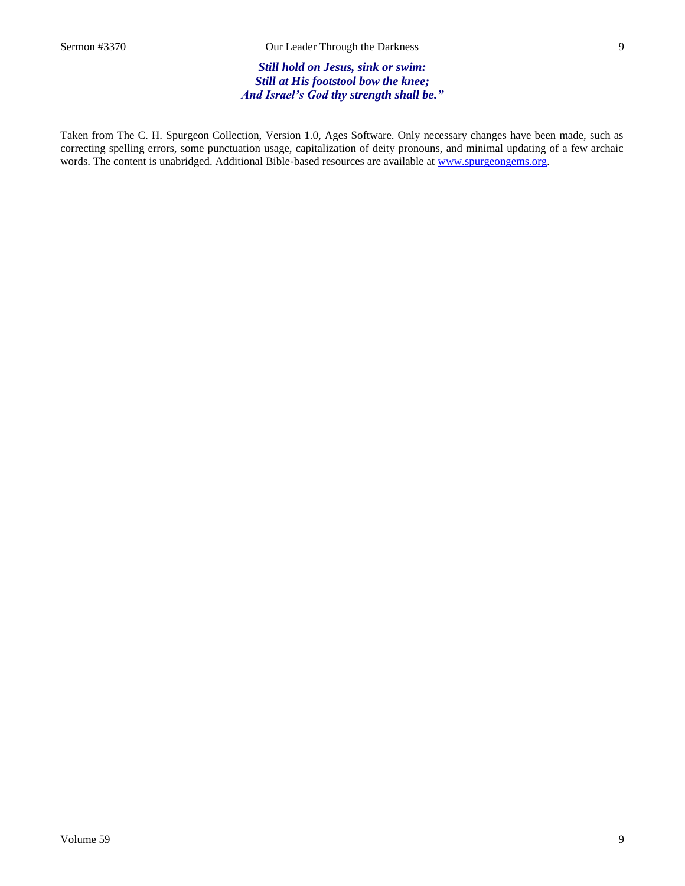*Still hold on Jesus, sink or swim:*
*Still at His footstool bow the knee;*
*And Israel's God thy strength shall be."*

---

Taken from The C. H. Spurgeon Collection, Version 1.0, Ages Software. Only necessary changes have been made, such as correcting spelling errors, some punctuation usage, capitalization of deity pronouns, and minimal updating of a few archaic words. The content is unabridged. Additional Bible-based resources are available at www.spurgeongems.org.